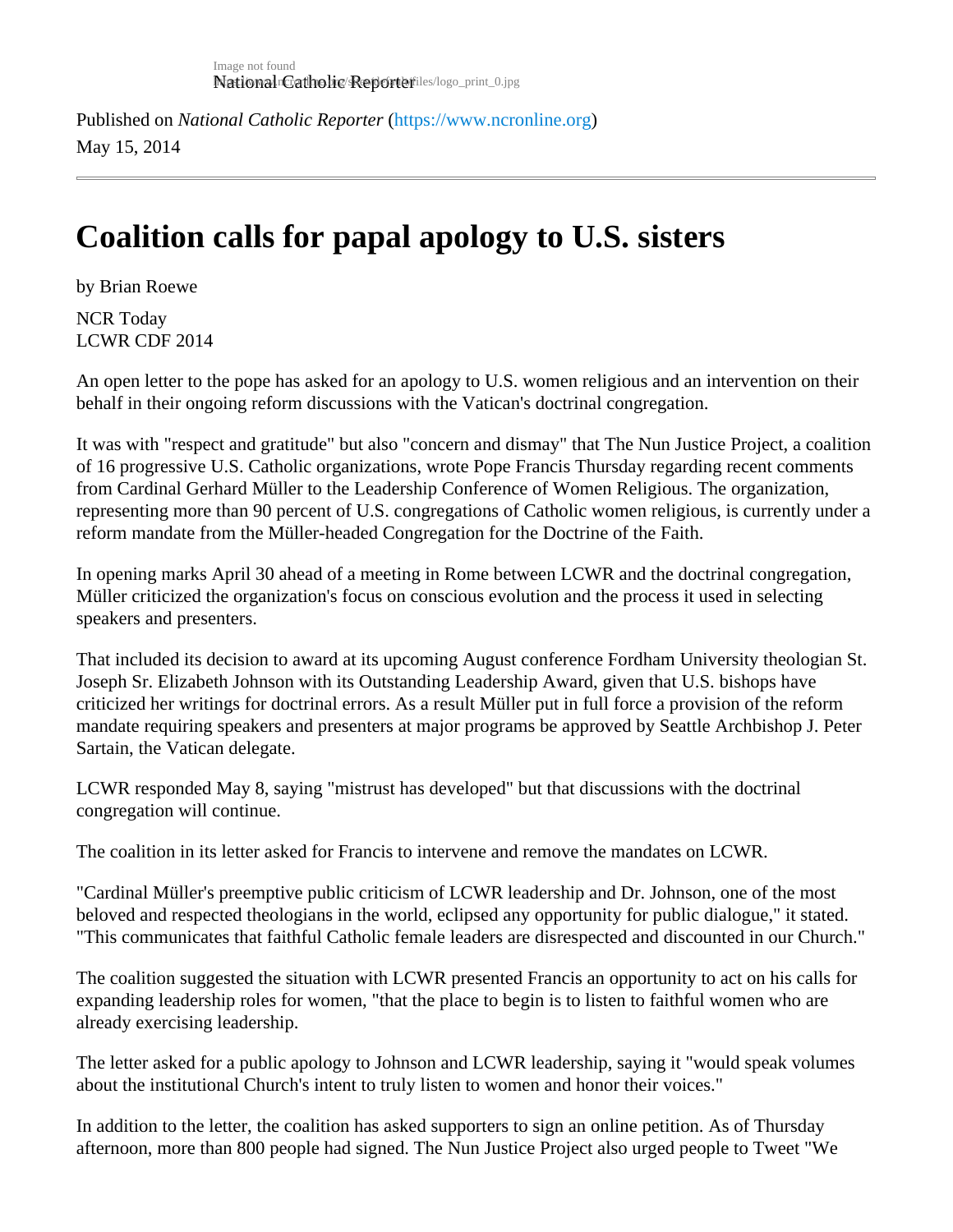Published on *National Catholic Reporter* (https://www.ncronline.org)

May 15, 2014

# Coalition calls for papal apology to U.S. sisters

by Brian Roewe

NCR Today
LCWR CDF 2014

An open letter to the pope has asked for an apology to U.S. women religious and an intervention on their behalf in their ongoing reform discussions with the Vatican's doctrinal congregation.

It was with "respect and gratitude" but also "concern and dismay" that The Nun Justice Project, a coalition of 16 progressive U.S. Catholic organizations, wrote Pope Francis Thursday regarding recent comments from Cardinal Gerhard Müller to the Leadership Conference of Women Religious. The organization, representing more than 90 percent of U.S. congregations of Catholic women religious, is currently under a reform mandate from the Müller-headed Congregation for the Doctrine of the Faith.

In opening marks April 30 ahead of a meeting in Rome between LCWR and the doctrinal congregation, Müller criticized the organization's focus on conscious evolution and the process it used in selecting speakers and presenters.

That included its decision to award at its upcoming August conference Fordham University theologian St. Joseph Sr. Elizabeth Johnson with its Outstanding Leadership Award, given that U.S. bishops have criticized her writings for doctrinal errors. As a result Müller put in full force a provision of the reform mandate requiring speakers and presenters at major programs be approved by Seattle Archbishop J. Peter Sartain, the Vatican delegate.

LCWR responded May 8, saying "mistrust has developed" but that discussions with the doctrinal congregation will continue.

The coalition in its letter asked for Francis to intervene and remove the mandates on LCWR.

"Cardinal Müller's preemptive public criticism of LCWR leadership and Dr. Johnson, one of the most beloved and respected theologians in the world, eclipsed any opportunity for public dialogue," it stated. "This communicates that faithful Catholic female leaders are disrespected and discounted in our Church."

The coalition suggested the situation with LCWR presented Francis an opportunity to act on his calls for expanding leadership roles for women, "that the place to begin is to listen to faithful women who are already exercising leadership.

The letter asked for a public apology to Johnson and LCWR leadership, saying it "would speak volumes about the institutional Church's intent to truly listen to women and honor their voices."

In addition to the letter, the coalition has asked supporters to sign an online petition. As of Thursday afternoon, more than 800 people had signed. The Nun Justice Project also urged people to Tweet "We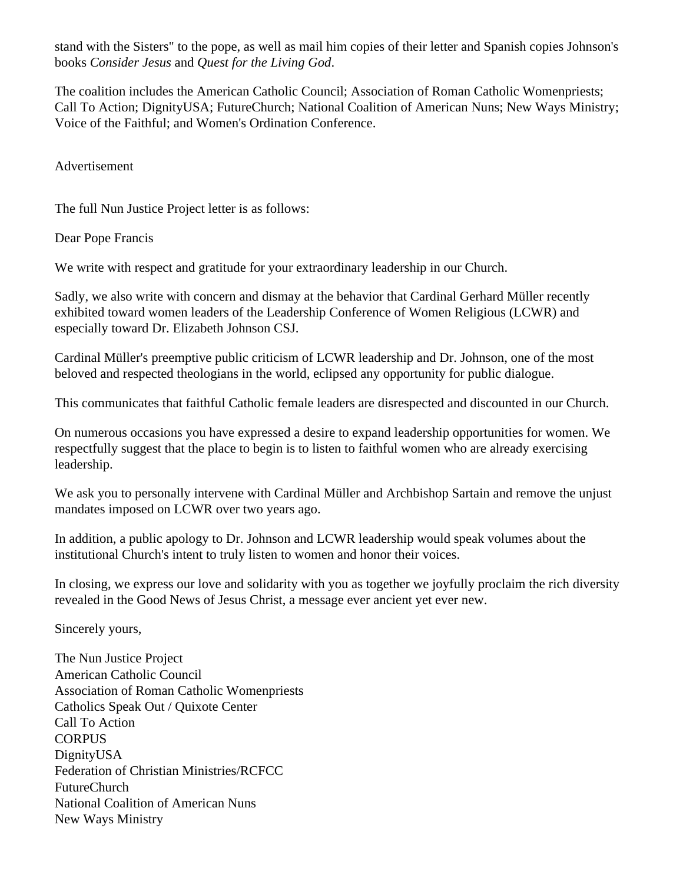stand with the Sisters" to the pope, as well as mail him copies of their letter and Spanish copies Johnson's books *Consider Jesus* and *Quest for the Living God*.

The coalition includes the American Catholic Council; Association of Roman Catholic Womenpriests; Call To Action; DignityUSA; FutureChurch; National Coalition of American Nuns; New Ways Ministry; Voice of the Faithful; and Women's Ordination Conference.

Advertisement

The full Nun Justice Project letter is as follows:

Dear Pope Francis

We write with respect and gratitude for your extraordinary leadership in our Church.

Sadly, we also write with concern and dismay at the behavior that Cardinal Gerhard Müller recently exhibited toward women leaders of the Leadership Conference of Women Religious (LCWR) and especially toward Dr. Elizabeth Johnson CSJ.

Cardinal Müller's preemptive public criticism of LCWR leadership and Dr. Johnson, one of the most beloved and respected theologians in the world, eclipsed any opportunity for public dialogue.

This communicates that faithful Catholic female leaders are disrespected and discounted in our Church.

On numerous occasions you have expressed a desire to expand leadership opportunities for women. We respectfully suggest that the place to begin is to listen to faithful women who are already exercising leadership.

We ask you to personally intervene with Cardinal Müller and Archbishop Sartain and remove the unjust mandates imposed on LCWR over two years ago.

In addition, a public apology to Dr. Johnson and LCWR leadership would speak volumes about the institutional Church's intent to truly listen to women and honor their voices.

In closing, we express our love and solidarity with you as together we joyfully proclaim the rich diversity revealed in the Good News of Jesus Christ, a message ever ancient yet ever new.

Sincerely yours,

The Nun Justice Project  
American Catholic Council  
Association of Roman Catholic Womenpriests  
Catholics Speak Out / Quixote Center  
Call To Action  
CORPUS  
DignityUSA  
Federation of Christian Ministries/RCFCC  
FutureChurch  
National Coalition of American Nuns  
New Ways Ministry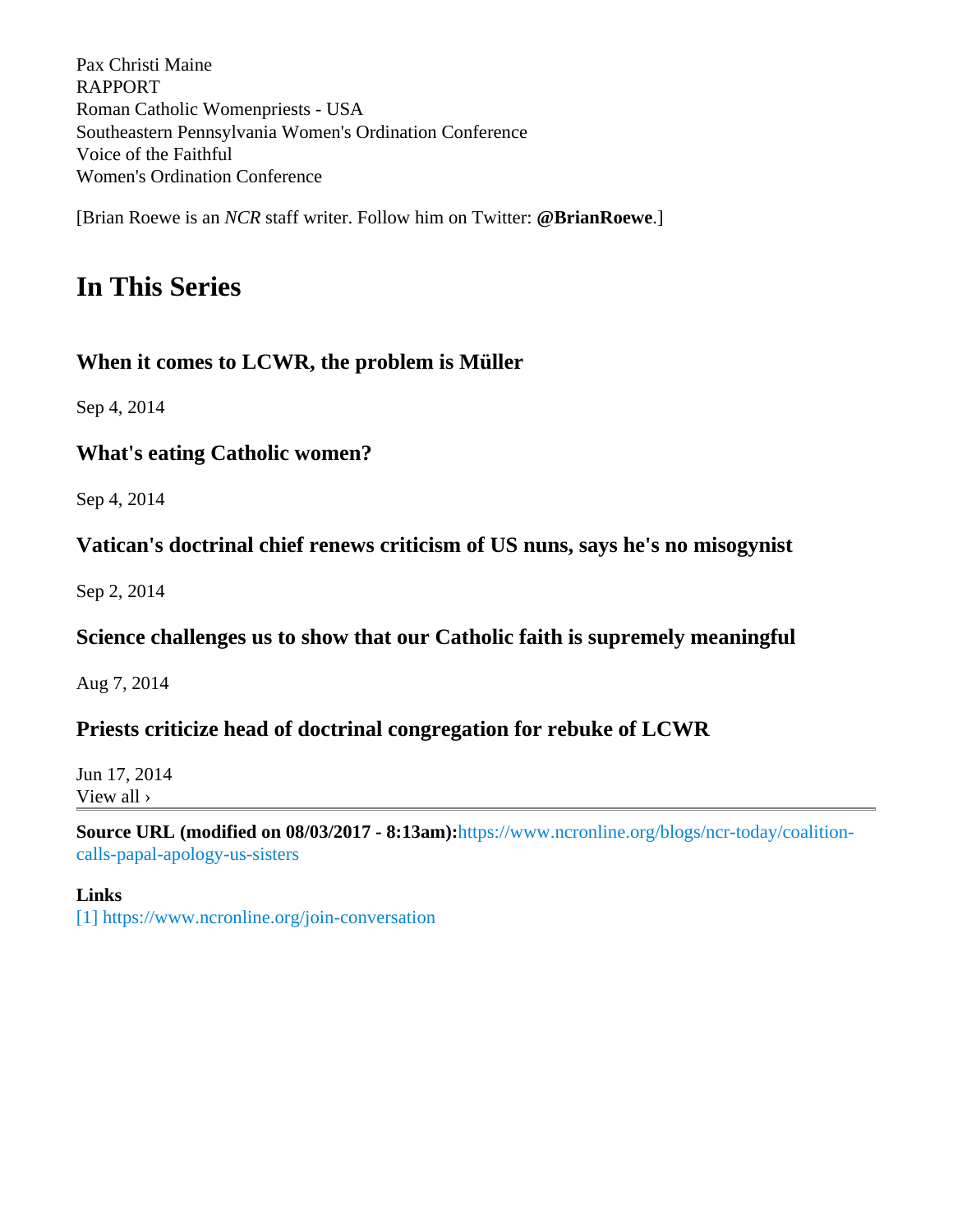Pax Christi Maine
RAPPORT
Roman Catholic Womenpriests - USA
Southeastern Pennsylvania Women's Ordination Conference
Voice of the Faithful
Women's Ordination Conference

[Brian Roewe is an *NCR* staff writer. Follow him on Twitter: **@BrianRoewe**.]

## In This Series

### When it comes to LCWR, the problem is Müller

Sep 4, 2014

### What's eating Catholic women?

Sep 4, 2014

### Vatican's doctrinal chief renews criticism of US nuns, says he's no misogynist

Sep 2, 2014

### Science challenges us to show that our Catholic faith is supremely meaningful

Aug 7, 2014

### Priests criticize head of doctrinal congregation for rebuke of LCWR

Jun 17, 2014
View all ›

---

**Source URL (modified on 08/03/2017 - 8:13am):**https://www.ncronline.org/blogs/ncr-today/coalition-calls-papal-apology-us-sisters

**Links**
[1] https://www.ncronline.org/join-conversation